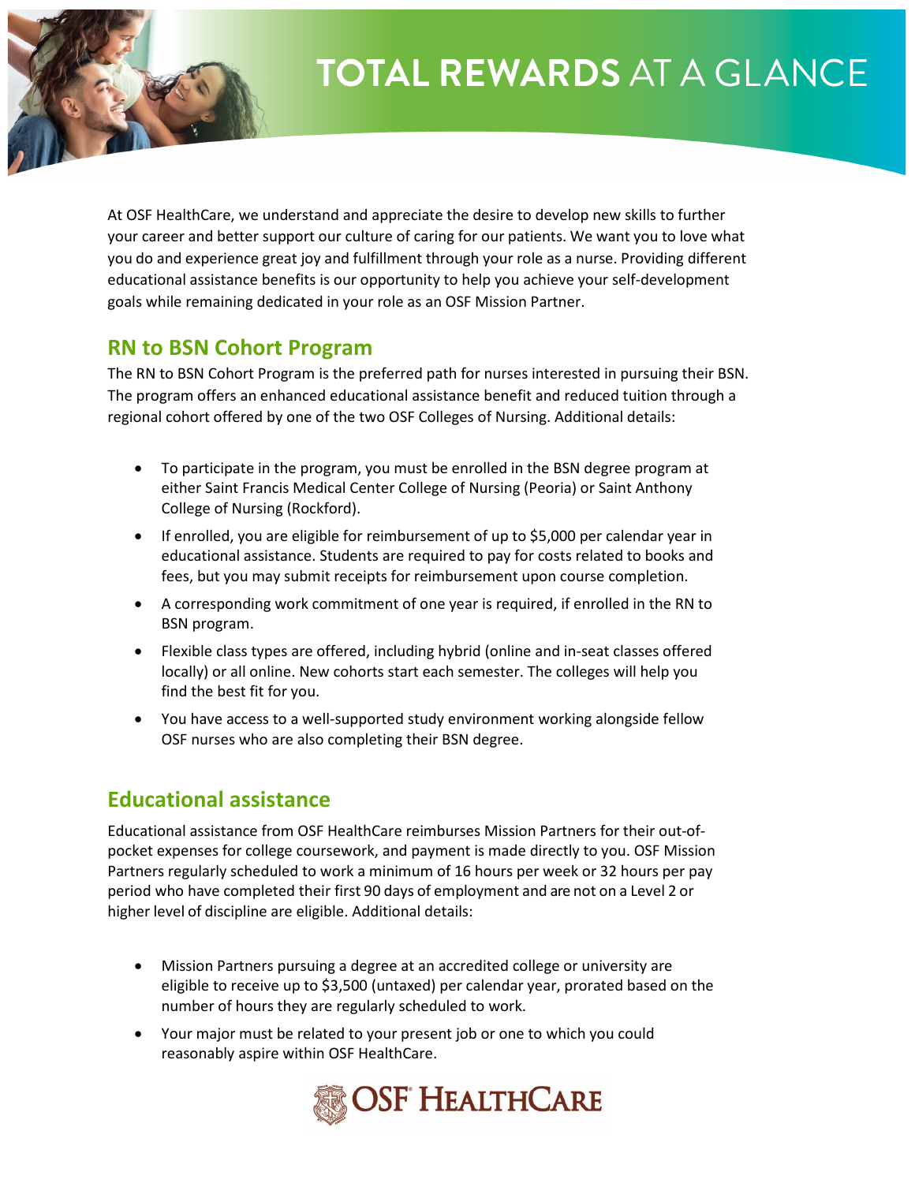# TOTAL REWARDS AT A GLANCE

At OSF HealthCare, we understand and appreciate the desire to develop new skills to further your career and better support our culture of caring for our patients. We want you to love what you do and experience great joy and fulfillment through your role as a nurse. Providing different educational assistance benefits is our opportunity to help you achieve your self-development goals while remaining dedicated in your role as an OSF Mission Partner.

## RN to BSN Cohort Program

The RN to BSN Cohort Program is the preferred path for nurses interested in pursuing their BSN. The program offers an enhanced educational assistance benefit and reduced tuition through a regional cohort offered by one of the two OSF Colleges of Nursing. Additional details:

- To participate in the program, you must be enrolled in the BSN degree program at either Saint Francis Medical Center College of Nursing (Peoria) or Saint Anthony College of Nursing (Rockford).
- If enrolled, you are eligible for reimbursement of up to $5,000 per calendar year in educational assistance. Students are required to pay for costs related to books and fees, but you may submit receipts for reimbursement upon course completion.
- A corresponding work commitment of one year is required, if enrolled in the RN to BSN program.
- Flexible class types are offered, including hybrid (online and in-seat classes offered locally) or all online. New cohorts start each semester. The colleges will help you find the best fit for you.
- You have access to a well-supported study environment working alongside fellow OSF nurses who are also completing their BSN degree.

## Educational assistance

Educational assistance from OSF HealthCare reimburses Mission Partners for their out-of-pocket expenses for college coursework, and payment is made directly to you. OSF Mission Partners regularly scheduled to work a minimum of 16 hours per week or 32 hours per pay period who have completed their first 90 days of employment and are not on a Level 2 or higher level of discipline are eligible. Additional details:

- Mission Partners pursuing a degree at an accredited college or university are eligible to receive up to $3,500 (untaxed) per calendar year, prorated based on the number of hours they are regularly scheduled to work.
- Your major must be related to your present job or one to which you could reasonably aspire within OSF HealthCare.

OSF HealthCare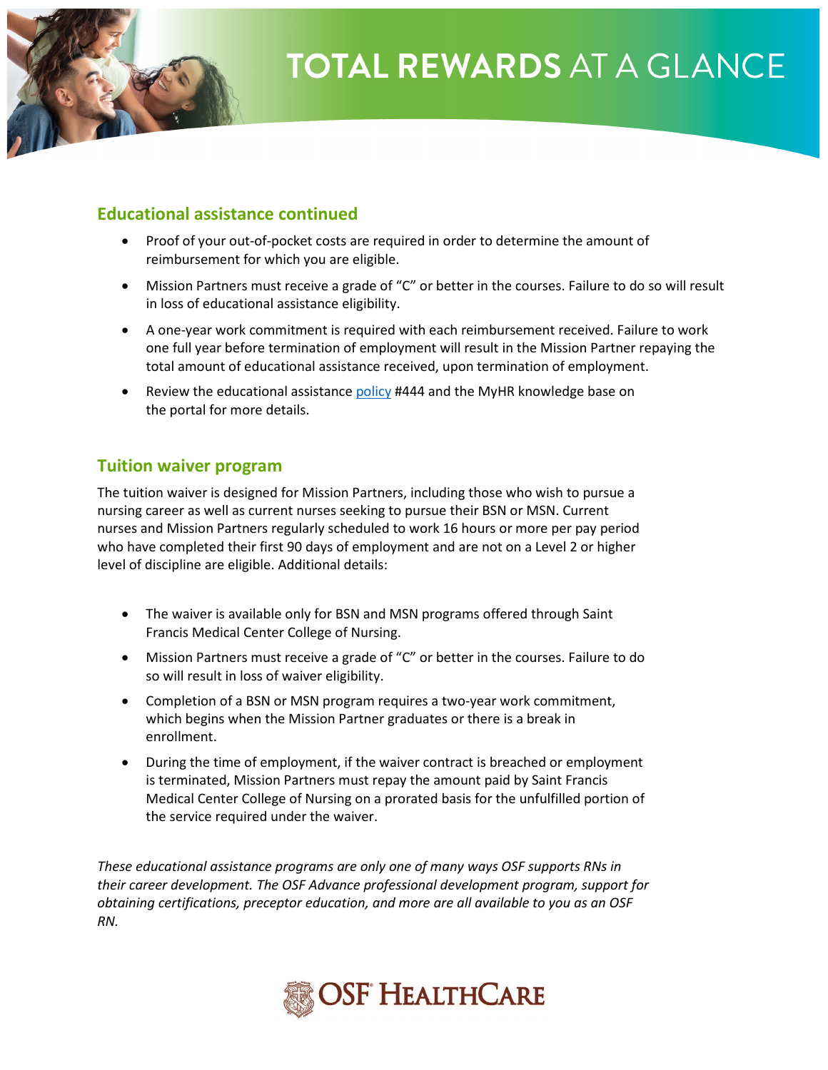# TOTAL REWARDS AT A GLANCE

## Educational assistance continued

- Proof of your out-of-pocket costs are required in order to determine the amount of reimbursement for which you are eligible.
- Mission Partners must receive a grade of "C" or better in the courses. Failure to do so will result in loss of educational assistance eligibility.
- A one-year work commitment is required with each reimbursement received. Failure to work one full year before termination of employment will result in the Mission Partner repaying the total amount of educational assistance received, upon termination of employment.
- Review the educational assistance policy #444 and the MyHR knowledge base on the portal for more details.

## Tuition waiver program

The tuition waiver is designed for Mission Partners, including those who wish to pursue a nursing career as well as current nurses seeking to pursue their BSN or MSN. Current nurses and Mission Partners regularly scheduled to work 16 hours or more per pay period who have completed their first 90 days of employment and are not on a Level 2 or higher level of discipline are eligible. Additional details:

- The waiver is available only for BSN and MSN programs offered through Saint Francis Medical Center College of Nursing.
- Mission Partners must receive a grade of "C" or better in the courses. Failure to do so will result in loss of waiver eligibility.
- Completion of a BSN or MSN program requires a two-year work commitment, which begins when the Mission Partner graduates or there is a break in enrollment.
- During the time of employment, if the waiver contract is breached or employment is terminated, Mission Partners must repay the amount paid by Saint Francis Medical Center College of Nursing on a prorated basis for the unfulfilled portion of the service required under the waiver.

*These educational assistance programs are only one of many ways OSF supports RNs in their career development. The OSF Advance professional development program, support for obtaining certifications, preceptor education, and more are all available to you as an OSF RN.*

OSF HealthCare